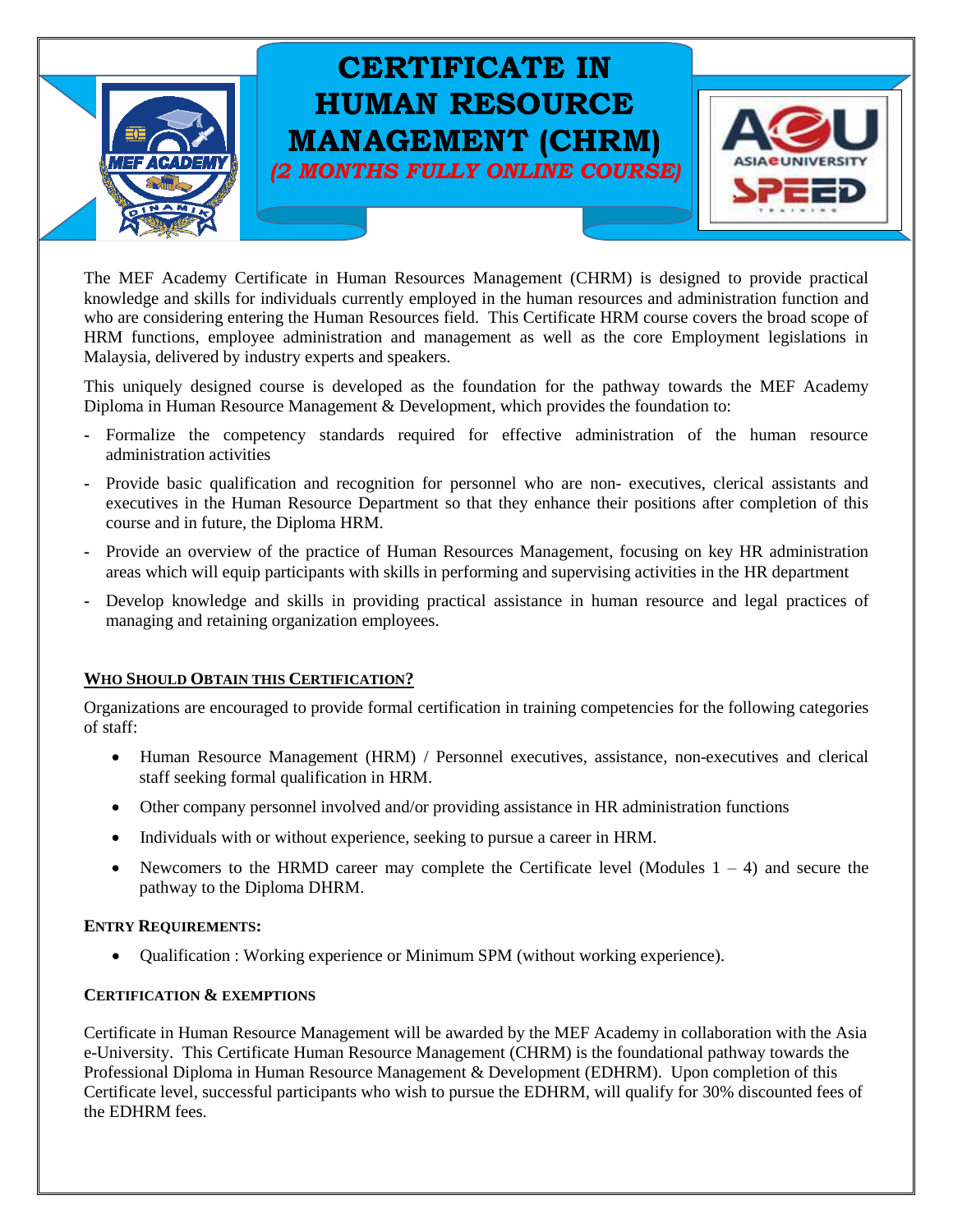# CERTIFICATE IN HUMAN RESOURCE MANAGEMENT (CHRM)

*(2 MONTHS FULLY ONLINE COURSE)*

The MEF Academy Certificate in Human Resources Management (CHRM) is designed to provide practical knowledge and skills for individuals currently employed in the human resources and administration function and who are considering entering the Human Resources field. This Certificate HRM course covers the broad scope of HRM functions, employee administration and management as well as the core Employment legislations in Malaysia, delivered by industry experts and speakers.

This uniquely designed course is developed as the foundation for the pathway towards the MEF Academy Diploma in Human Resource Management & Development, which provides the foundation to:

- Formalize the competency standards required for effective administration of the human resource administration activities
- Provide basic qualification and recognition for personnel who are non- executives, clerical assistants and executives in the Human Resource Department so that they enhance their positions after completion of this course and in future, the Diploma HRM.
- Provide an overview of the practice of Human Resources Management, focusing on key HR administration areas which will equip participants with skills in performing and supervising activities in the HR department
- Develop knowledge and skills in providing practical assistance in human resource and legal practices of managing and retaining organization employees.

## WHO SHOULD OBTAIN THIS CERTIFICATION?

Organizations are encouraged to provide formal certification in training competencies for the following categories of staff:

- Human Resource Management (HRM) / Personnel executives, assistance, non-executives and clerical staff seeking formal qualification in HRM.
- Other company personnel involved and/or providing assistance in HR administration functions
- Individuals with or without experience, seeking to pursue a career in HRM.
- Newcomers to the HRMD career may complete the Certificate level (Modules 1 – 4) and secure the pathway to the Diploma DHRM.

## ENTRY REQUIREMENTS:

- Qualification : Working experience or Minimum SPM (without working experience).

## CERTIFICATION & EXEMPTIONS

Certificate in Human Resource Management will be awarded by the MEF Academy in collaboration with the Asia e-University. This Certificate Human Resource Management (CHRM) is the foundational pathway towards the Professional Diploma in Human Resource Management & Development (EDHRM). Upon completion of this Certificate level, successful participants who wish to pursue the EDHRM, will qualify for 30% discounted fees of the EDHRM fees.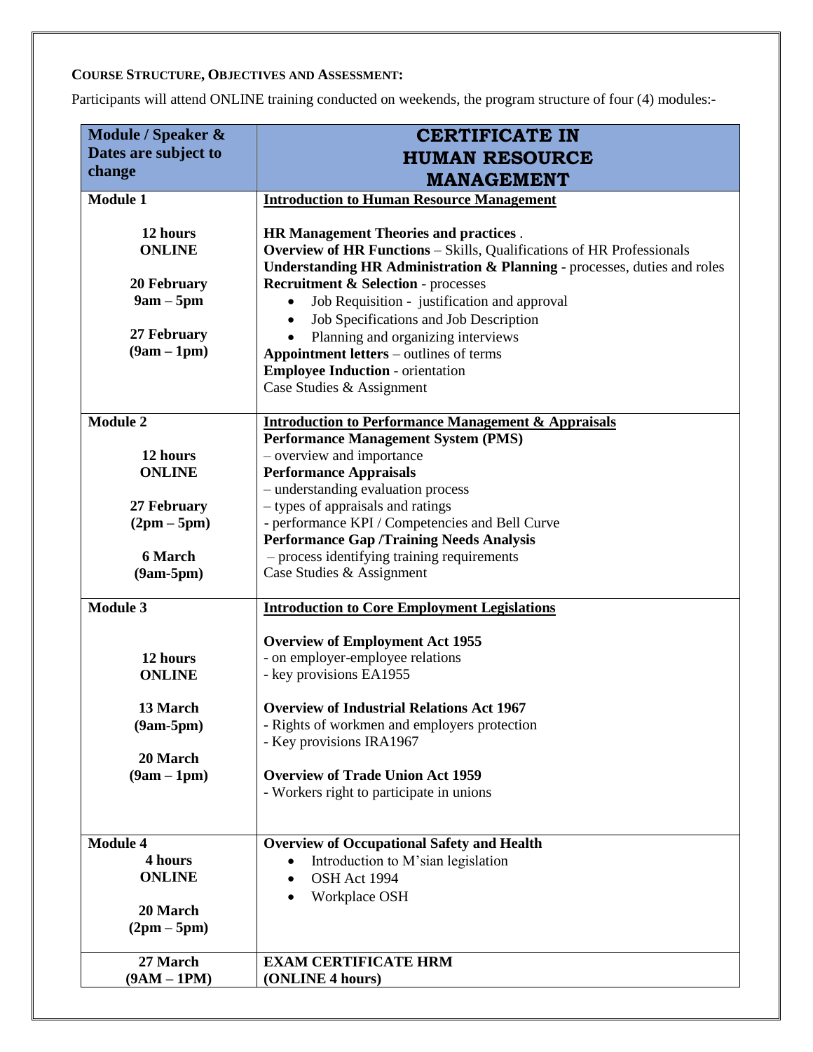**COURSE STRUCTURE, OBJECTIVES AND ASSESSMENT:**

Participants will attend ONLINE training conducted on weekends, the program structure of four (4) modules:-

| Module / Speaker & Dates are subject to change | CERTIFICATE IN HUMAN RESOURCE MANAGEMENT |
|---|---|
| **Module 1**<br><br>**12 hours**<br>**ONLINE**<br><br>**20 February**<br>**9am – 5pm**<br><br>**27 February**<br>**(9am – 1pm)** | **Introduction to Human Resource Management**<br><br>**HR Management Theories and practices** .<br>**Overview of HR Functions** – Skills, Qualifications of HR Professionals<br>**Understanding HR Administration & Planning** - processes, duties and roles<br>**Recruitment & Selection** - processes<br>• Job Requisition - justification and approval<br>• Job Specifications and Job Description<br>• Planning and organizing interviews<br>**Appointment letters** – outlines of terms<br>**Employee Induction** - orientation<br>Case Studies & Assignment |
| **Module 2**<br><br>**12 hours**<br>**ONLINE**<br><br>**27 February**<br>**(2pm – 5pm)**<br><br>**6 March**<br>**(9am-5pm)** | **Introduction to Performance Management & Appraisals**<br>**Performance Management System (PMS)**<br>– overview and importance<br>**Performance Appraisals**<br>– understanding evaluation process<br>– types of appraisals and ratings<br>- performance KPI / Competencies and Bell Curve<br>**Performance Gap /Training Needs Analysis**<br>– process identifying training requirements<br>Case Studies & Assignment |
| **Module 3**<br><br>**12 hours**<br>**ONLINE**<br><br>**13 March**<br>**(9am-5pm)**<br><br>**20 March**<br>**(9am – 1pm)** | **Introduction to Core Employment Legislations**<br><br>**Overview of Employment Act 1955**<br>- on employer-employee relations<br>- key provisions EA1955<br><br>**Overview of Industrial Relations Act 1967**<br>- Rights of workmen and employers protection<br>- Key provisions IRA1967<br><br>**Overview of Trade Union Act 1959**<br>- Workers right to participate in unions |
| **Module 4**<br>**4 hours**<br>**ONLINE**<br><br>**20 March**<br>**(2pm – 5pm)** | **Overview of Occupational Safety and Health**<br>• Introduction to M'sian legislation<br>• OSH Act 1994<br>• Workplace OSH |
| **27 March**<br>**(9AM – 1PM)** | **EXAM CERTIFICATE HRM**<br>**(ONLINE 4 hours)** |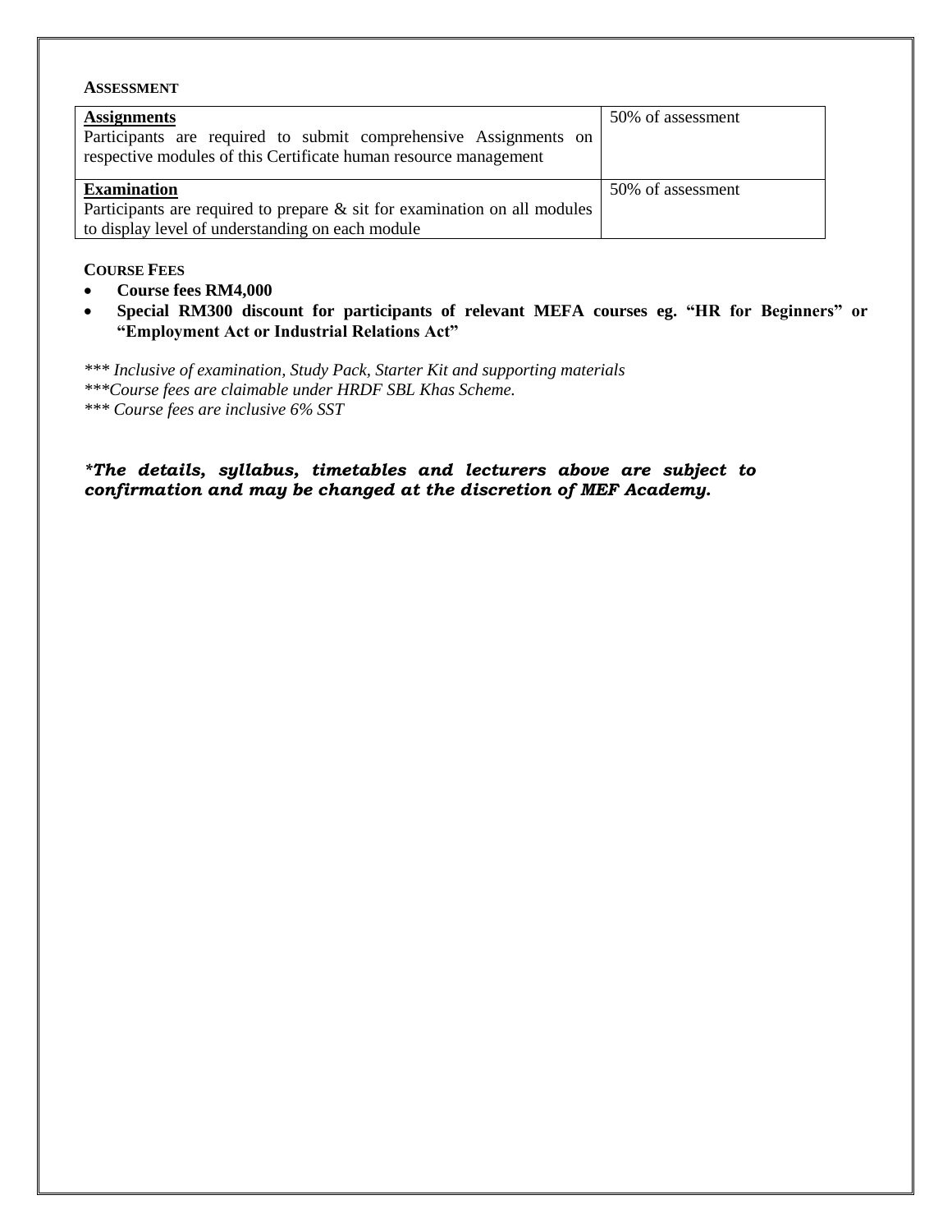**ASSESSMENT**

| | |
|---|---|
| **Assignments**<br>Participants are required to submit comprehensive Assignments on respective modules of this Certificate human resource management | 50% of assessment |
| **Examination**<br>Participants are required to prepare & sit for examination on all modules to display level of understanding on each module | 50% of assessment |

**COURSE FEES**

- **Course fees RM4,000**
- **Special RM300 discount for participants of relevant MEFA courses eg. "HR for Beginners" or "Employment Act or Industrial Relations Act"**

*\*\*\* Inclusive of examination, Study Pack, Starter Kit and supporting materials*
*\*\*\*Course fees are claimable under HRDF SBL Khas Scheme.*
*\*\*\* Course fees are inclusive 6% SST*

***\*The details, syllabus, timetables and lecturers above are subject to confirmation and may be changed at the discretion of MEF Academy.***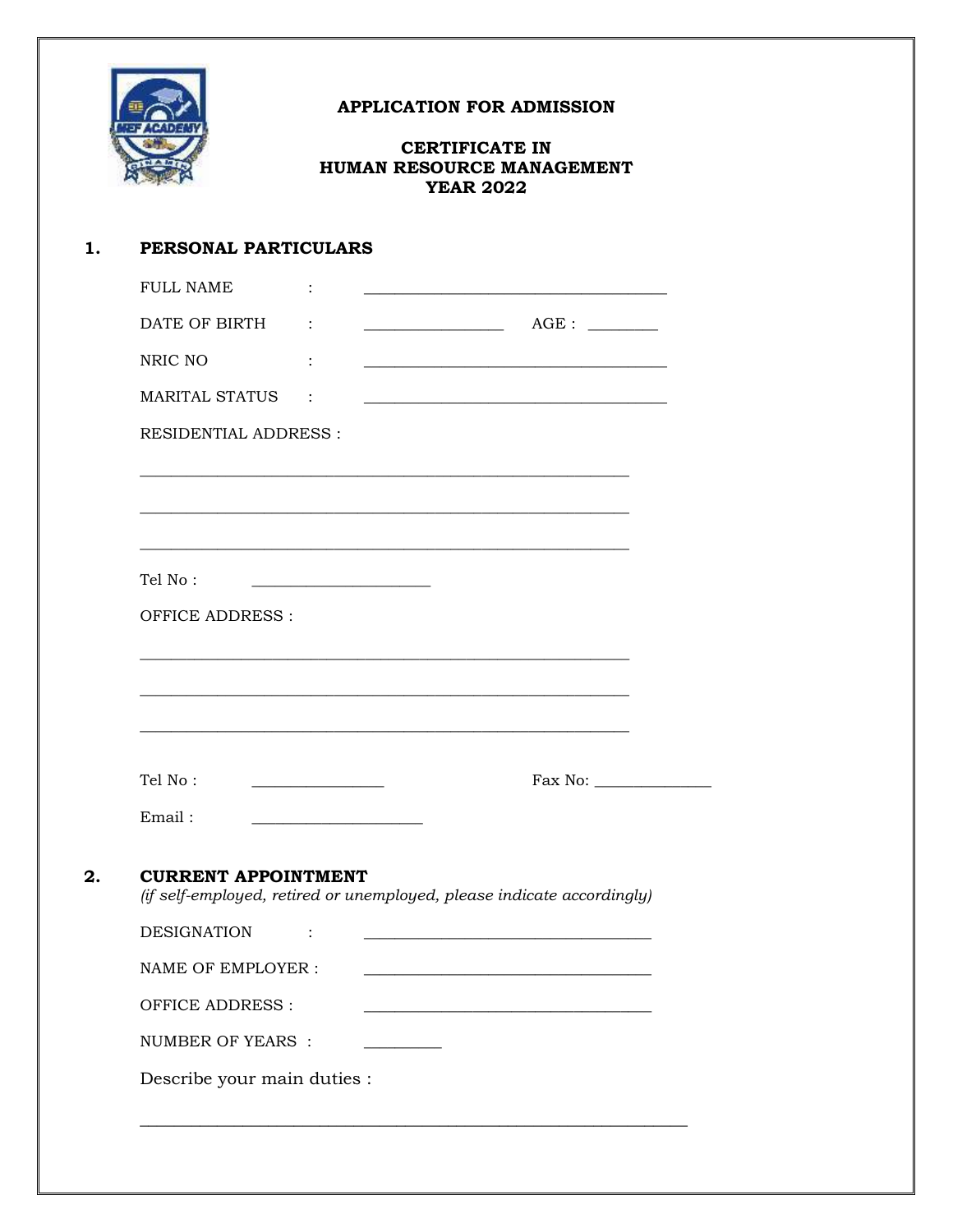**APPLICATION FOR ADMISSION**

**CERTIFICATE IN HUMAN RESOURCE MANAGEMENT YEAR 2022**

## 1. PERSONAL PARTICULARS

FULL NAME : ____________________________________

DATE OF BIRTH : ________________ AGE : ________

NRIC NO : ____________________________________

MARITAL STATUS : ____________________________________

RESIDENTIAL ADDRESS :

___________________________________________________________

___________________________________________________________

___________________________________________________________

Tel No : _____________________

OFFICE ADDRESS :

___________________________________________________________

___________________________________________________________

___________________________________________________________

Tel No : ________________ Fax No: ______________

Email : ____________________

## 2. CURRENT APPOINTMENT

*(if self-employed, retired or unemployed, please indicate accordingly)*

DESIGNATION : __________________________________

NAME OF EMPLOYER : __________________________________

OFFICE ADDRESS : __________________________________

NUMBER OF YEARS : _________

Describe your main duties :

_________________________________________________________________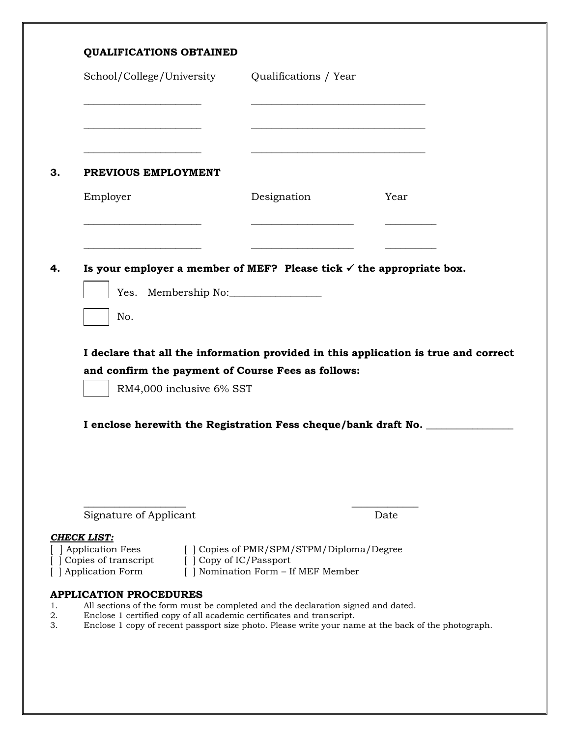**QUALIFICATIONS OBTAINED**

| School/College/University | Qualifications / Year |
|---|---|
| ______________________ | ________________________________ |
| ______________________ | ________________________________ |
| ______________________ | ________________________________ |

**3. PREVIOUS EMPLOYMENT**

| Employer | Designation | Year |
|---|---|---|
| ______________________ | ___________________ | _________ |
| ______________________ | ___________________ | _________ |

**4. Is your employer a member of MEF? Please tick ✓ the appropriate box.**

[ ] Yes. Membership No:_________________

[ ] No.

**I declare that all the information provided in this application is true and correct and confirm the payment of Course Fees as follows:**

[ ] RM4,000 inclusive 6% SST

**I enclose herewith the Registration Fess cheque/bank draft No. ________________**

___________________ ____________

Signature of Applicant Date

***CHECK LIST:***

[ ] Application Fees
[ ] Copies of transcript
[ ] Application Form
[ ] Copies of PMR/SPM/STPM/Diploma/Degree
[ ] Copy of IC/Passport
[ ] Nomination Form – If MEF Member

**APPLICATION PROCEDURES**

1. All sections of the form must be completed and the declaration signed and dated.
2. Enclose 1 certified copy of all academic certificates and transcript.
3. Enclose 1 copy of recent passport size photo. Please write your name at the back of the photograph.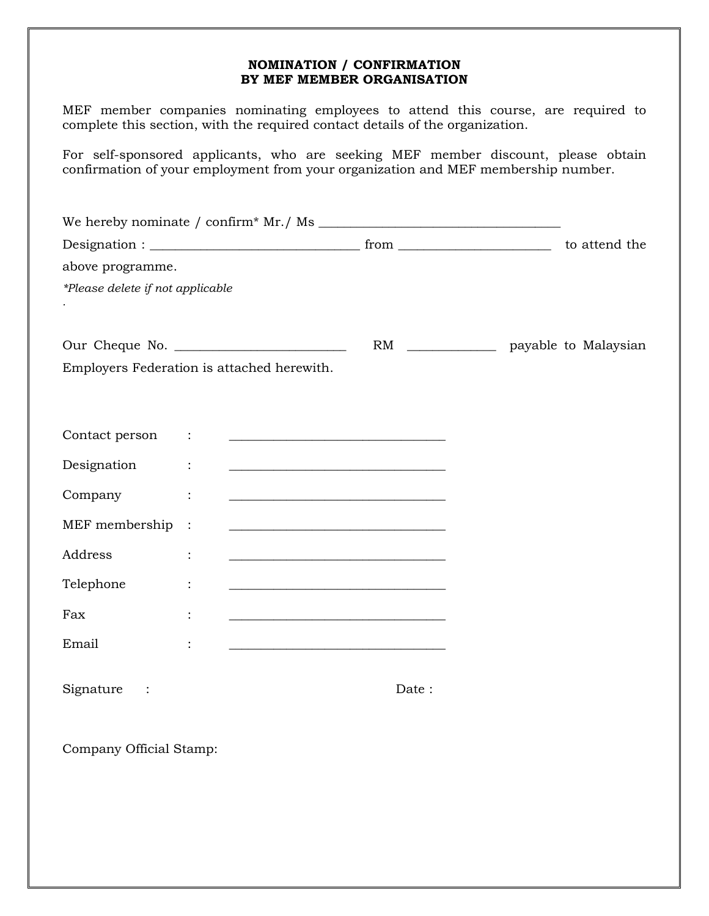**NOMINATION / CONFIRMATION**
**BY MEF MEMBER ORGANISATION**

MEF member companies nominating employees to attend this course, are required to complete this section, with the required contact details of the organization.

For self-sponsored applicants, who are seeking MEF member discount, please obtain confirmation of your employment from your organization and MEF membership number.

We hereby nominate / confirm* Mr./ Ms ___________________________________

Designation : ______________________________ from ______________________ to attend the above programme.

*\*Please delete if not applicable*

.

Our Cheque No. _________________________ RM ____________ payable to Malaysian Employers Federation is attached herewith.

Contact person : ________________________________

Designation : ________________________________

Company : ________________________________

MEF membership : ________________________________

Address : ________________________________

Telephone : ________________________________

Fax : ________________________________

Email : ________________________________

Signature : Date :

Company Official Stamp: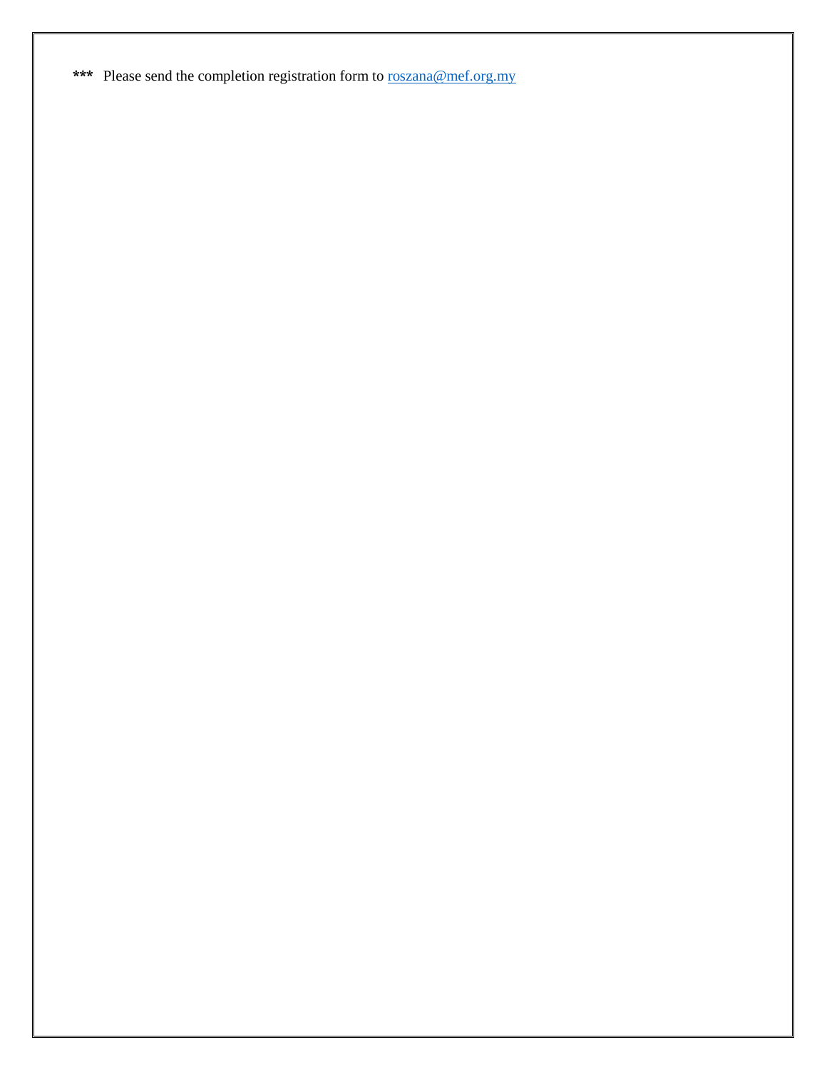*** Please send the completion registration form to [roszana@mef.org.my](mailto:roszana@mef.org.my)